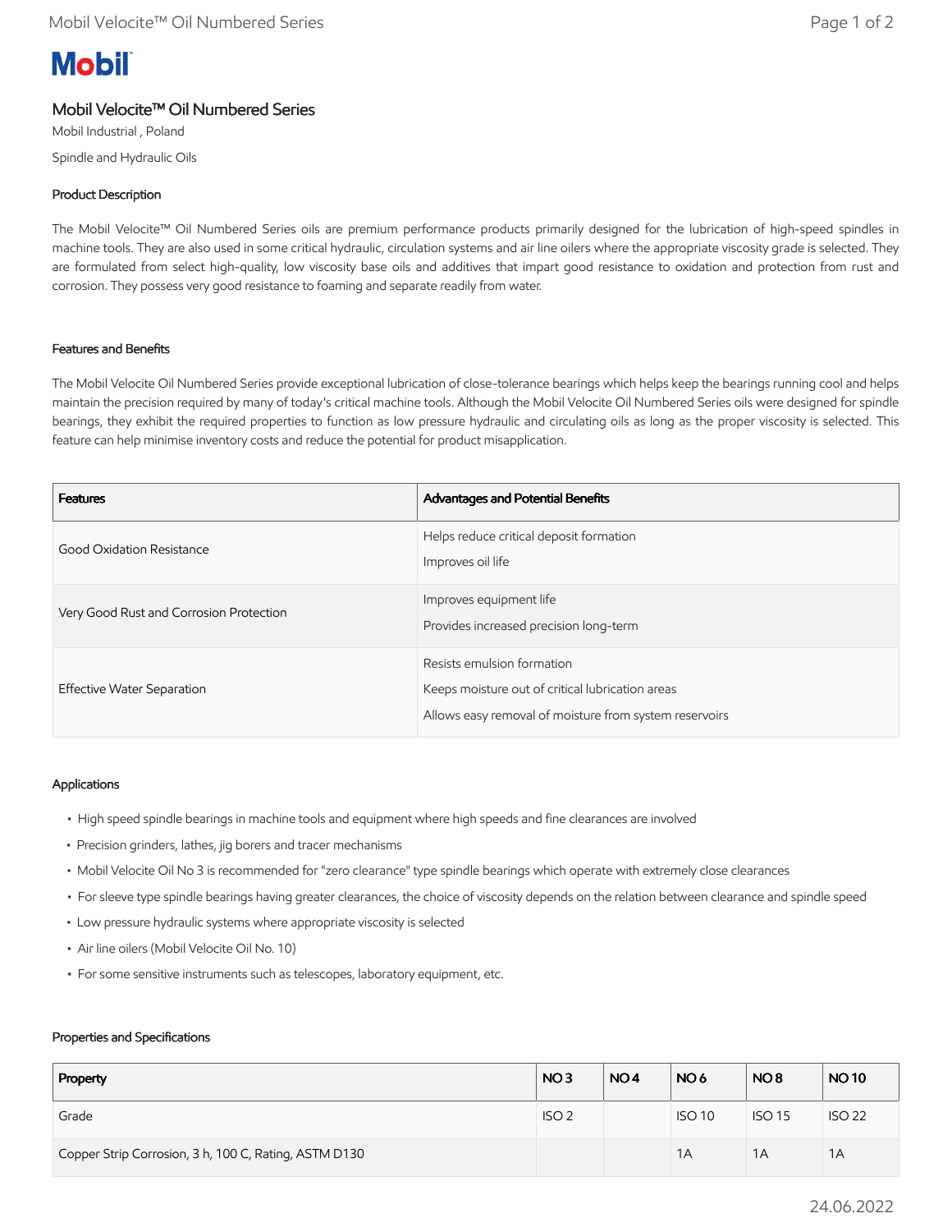# Mobil Velocite™ Oil Numbered Series

Mobil Industrial , Poland

Spindle and Hydraulic Oils

## Product Description

The Mobil Velocite™ Oil Numbered Series oils are premium performance products primarily designed for the lubrication of high-speed spindles in machine tools. They are also used in some critical hydraulic, circulation systems and air line oilers where the appropriate viscosity grade is selected. They are formulated from select high-quality, low viscosity base oils and additives that impart good resistance to oxidation and protection from rust and corrosion. They possess very good resistance to foaming and separate readily from water.

## Features and Benefits

The Mobil Velocite Oil Numbered Series provide exceptional lubrication of close-tolerance bearings which helps keep the bearings running cool and helps maintain the precision required by many of today's critical machine tools. Although the Mobil Velocite Oil Numbered Series oils were designed for spindle bearings, they exhibit the required properties to function as low pressure hydraulic and circulating oils as long as the proper viscosity is selected. This feature can help minimise inventory costs and reduce the potential for product misapplication.

| Features | Advantages and Potential Benefits |
|---|---|
| Good Oxidation Resistance | Helps reduce critical deposit formation<br>Improves oil life |
| Very Good Rust and Corrosion Protection | Improves equipment life<br>Provides increased precision long-term |
| Effective Water Separation | Resists emulsion formation<br>Keeps moisture out of critical lubrication areas<br>Allows easy removal of moisture from system reservoirs |

## Applications

- High speed spindle bearings in machine tools and equipment where high speeds and fine clearances are involved
- Precision grinders, lathes, jig borers and tracer mechanisms
- Mobil Velocite Oil No 3 is recommended for "zero clearance" type spindle bearings which operate with extremely close clearances
- For sleeve type spindle bearings having greater clearances, the choice of viscosity depends on the relation between clearance and spindle speed
- Low pressure hydraulic systems where appropriate viscosity is selected
- Air line oilers (Mobil Velocite Oil No. 10)
- For some sensitive instruments such as telescopes, laboratory equipment, etc.

## Properties and Specifications

| Property | NO 3 | NO 4 | NO 6 | NO 8 | NO 10 |
|---|---|---|---|---|---|
| Grade | ISO 2 | | ISO 10 | ISO 15 | ISO 22 |
| Copper Strip Corrosion, 3 h, 100 C, Rating, ASTM D130 | | | 1A | 1A | 1A |

24.06.2022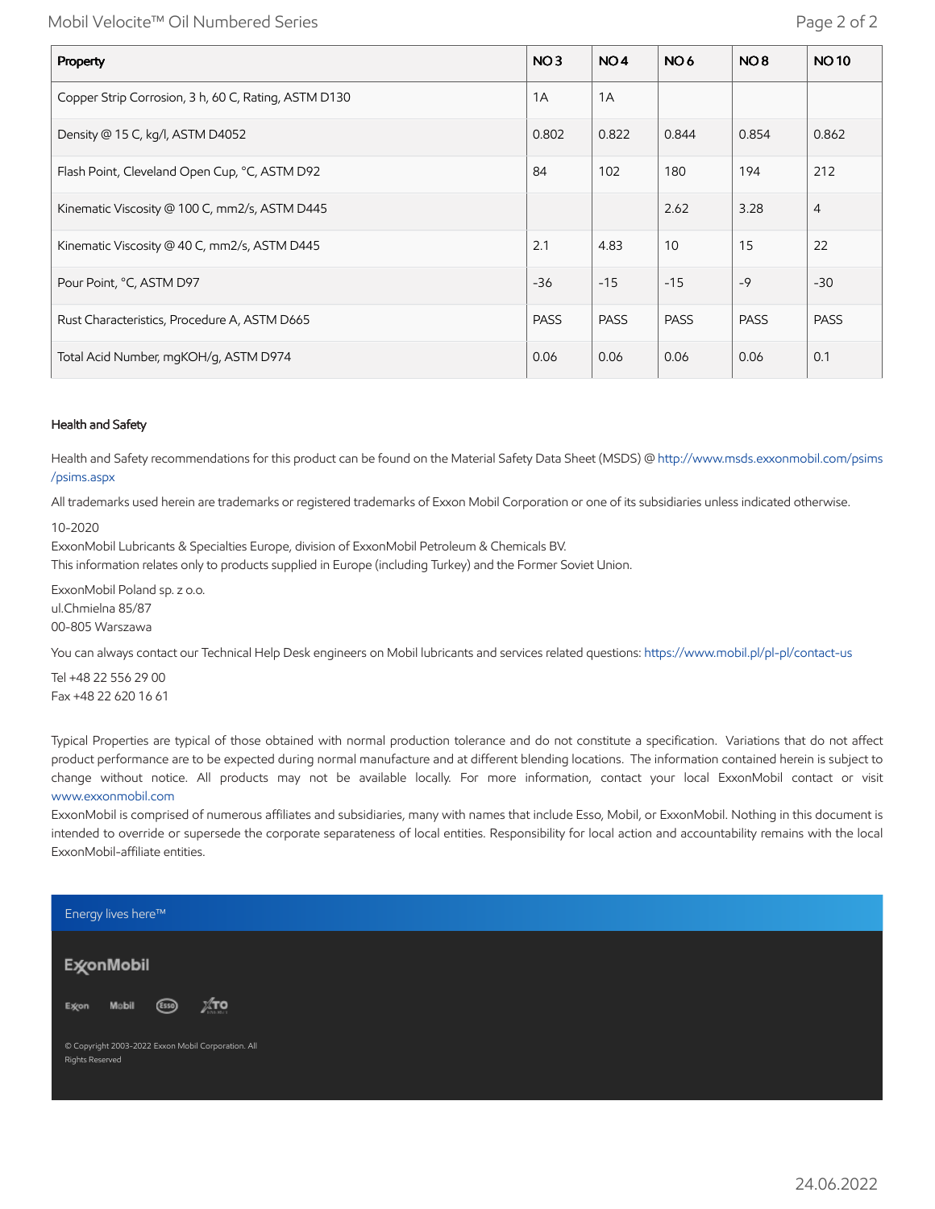| Property | NO 3 | NO 4 | NO 6 | NO 8 | NO 10 |
|---|---|---|---|---|---|
| Copper Strip Corrosion, 3 h, 60 C, Rating, ASTM D130 | 1A | 1A | | | |
| Density @ 15 C, kg/l, ASTM D4052 | 0.802 | 0.822 | 0.844 | 0.854 | 0.862 |
| Flash Point, Cleveland Open Cup, °C, ASTM D92 | 84 | 102 | 180 | 194 | 212 |
| Kinematic Viscosity @ 100 C, mm2/s, ASTM D445 | | | 2.62 | 3.28 | 4 |
| Kinematic Viscosity @ 40 C, mm2/s, ASTM D445 | 2.1 | 4.83 | 10 | 15 | 22 |
| Pour Point, °C, ASTM D97 | -36 | -15 | -15 | -9 | -30 |
| Rust Characteristics, Procedure A, ASTM D665 | PASS | PASS | PASS | PASS | PASS |
| Total Acid Number, mgKOH/g, ASTM D974 | 0.06 | 0.06 | 0.06 | 0.06 | 0.1 |

#### Health and Safety

Health and Safety recommendations for this product can be found on the Material Safety Data Sheet (MSDS) @ http://www.msds.exxonmobil.com/psims/psims.aspx

All trademarks used herein are trademarks or registered trademarks of Exxon Mobil Corporation or one of its subsidiaries unless indicated otherwise.

10-2020
ExxonMobil Lubricants & Specialties Europe, division of ExxonMobil Petroleum & Chemicals BV.
This information relates only to products supplied in Europe (including Turkey) and the Former Soviet Union.

ExxonMobil Poland sp. z o.o.
ul.Chmielna 85/87
00-805 Warszawa

You can always contact our Technical Help Desk engineers on Mobil lubricants and services related questions: https://www.mobil.pl/pl-pl/contact-us

Tel +48 22 556 29 00
Fax +48 22 620 16 61

Typical Properties are typical of those obtained with normal production tolerance and do not constitute a specification. Variations that do not affect product performance are to be expected during normal manufacture and at different blending locations. The information contained herein is subject to change without notice. All products may not be available locally. For more information, contact your local ExxonMobil contact or visit www.exxonmobil.com
ExxonMobil is comprised of numerous affiliates and subsidiaries, many with names that include Esso, Mobil, or ExxonMobil. Nothing in this document is intended to override or supersede the corporate separateness of local entities. Responsibility for local action and accountability remains with the local ExxonMobil-affiliate entities.

Energy lives here™

ExxonMobil

Exxon Mobil Esso XTO

© Copyright 2003-2022 Exxon Mobil Corporation. All Rights Reserved

24.06.2022